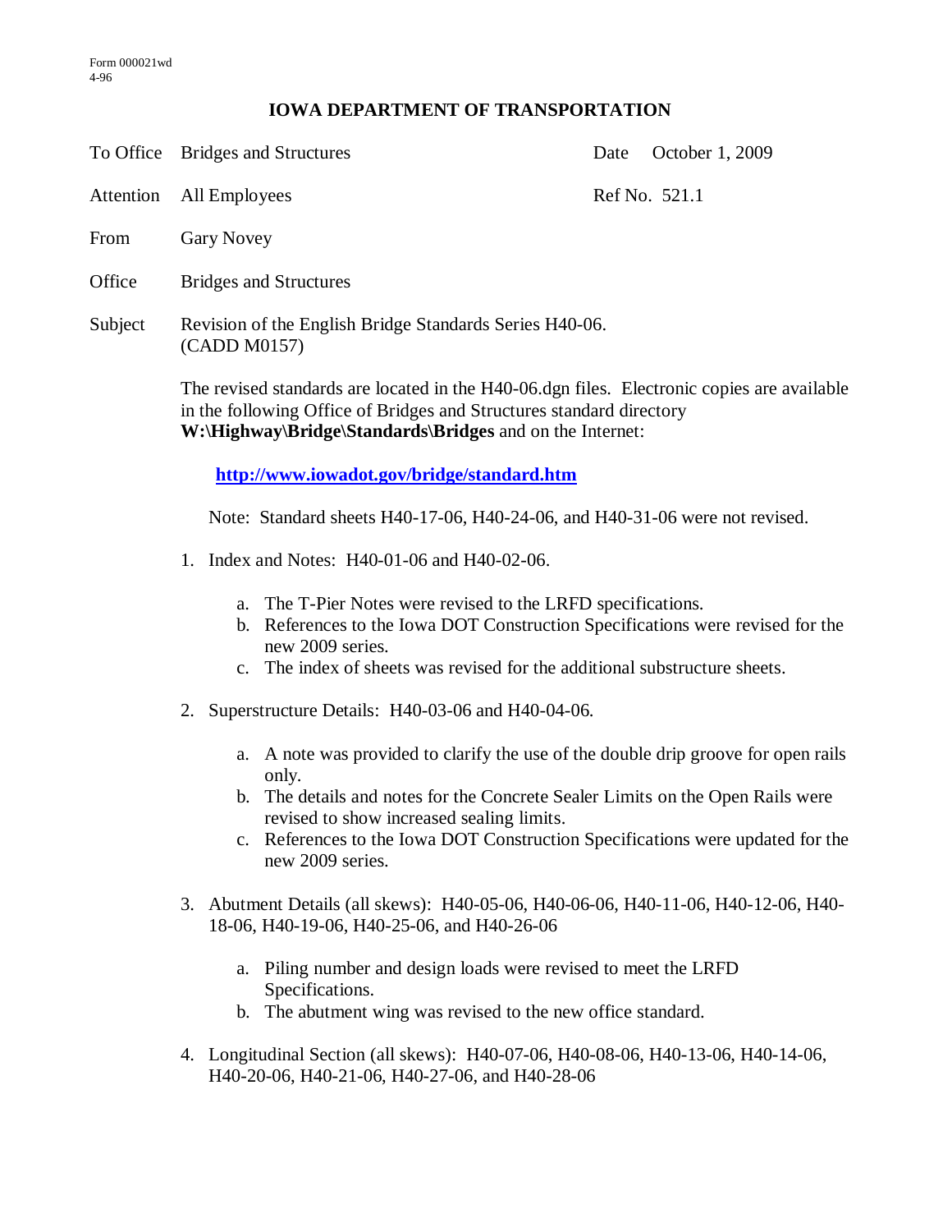Form 000021wd
4-96

# IOWA DEPARTMENT OF TRANSPORTATION

| | | | |
|---|---|---|---|
| To Office | Bridges and Structures | Date | October 1, 2009 |
| Attention | All Employees | Ref No. | 521.1 |
| From | Gary Novey | | |
| Office | Bridges and Structures | | |
| Subject | Revision of the English Bridge Standards Series H40-06. (CADD M0157) | | |

The revised standards are located in the H40-06.dgn files. Electronic copies are available in the following Office of Bridges and Structures standard directory **W:\Highway\Bridge\Standards\Bridges** and on the Internet:

**http://www.iowadot.gov/bridge/standard.htm**

Note: Standard sheets H40-17-06, H40-24-06, and H40-31-06 were not revised.

1. Index and Notes: H40-01-06 and H40-02-06.

   a. The T-Pier Notes were revised to the LRFD specifications.
   b. References to the Iowa DOT Construction Specifications were revised for the new 2009 series.
   c. The index of sheets was revised for the additional substructure sheets.

2. Superstructure Details: H40-03-06 and H40-04-06.

   a. A note was provided to clarify the use of the double drip groove for open rails only.
   b. The details and notes for the Concrete Sealer Limits on the Open Rails were revised to show increased sealing limits.
   c. References to the Iowa DOT Construction Specifications were updated for the new 2009 series.

3. Abutment Details (all skews): H40-05-06, H40-06-06, H40-11-06, H40-12-06, H40-18-06, H40-19-06, H40-25-06, and H40-26-06

   a. Piling number and design loads were revised to meet the LRFD Specifications.
   b. The abutment wing was revised to the new office standard.

4. Longitudinal Section (all skews): H40-07-06, H40-08-06, H40-13-06, H40-14-06, H40-20-06, H40-21-06, H40-27-06, and H40-28-06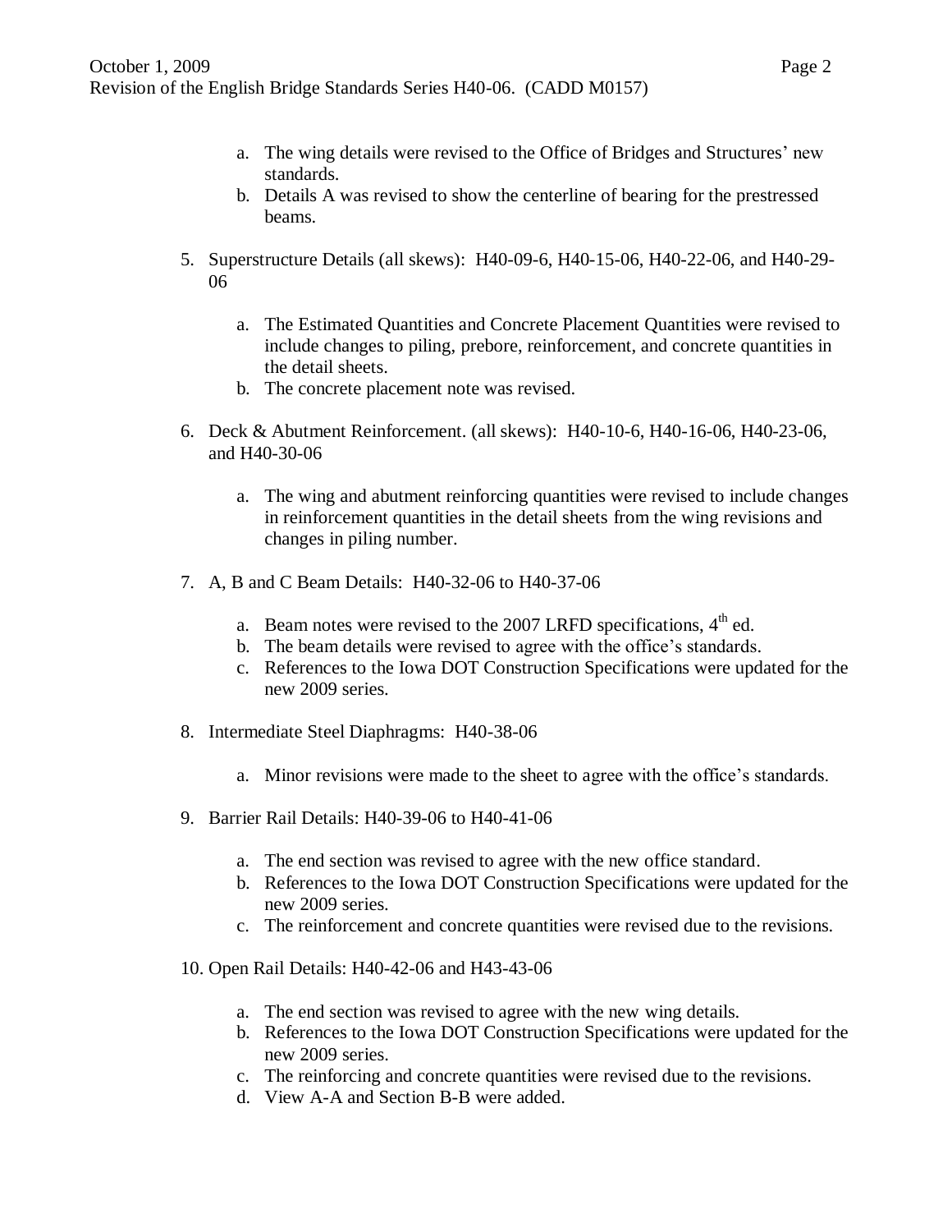a. The wing details were revised to the Office of Bridges and Structures' new standards.
b. Details A was revised to show the centerline of bearing for the prestressed beams.

5. Superstructure Details (all skews): H40-09-6, H40-15-06, H40-22-06, and H40-29-06

    a. The Estimated Quantities and Concrete Placement Quantities were revised to include changes to piling, prebore, reinforcement, and concrete quantities in the detail sheets.
    b. The concrete placement note was revised.

6. Deck & Abutment Reinforcement. (all skews): H40-10-6, H40-16-06, H40-23-06, and H40-30-06

    a. The wing and abutment reinforcing quantities were revised to include changes in reinforcement quantities in the detail sheets from the wing revisions and changes in piling number.

7. A, B and C Beam Details: H40-32-06 to H40-37-06

    a. Beam notes were revised to the 2007 LRFD specifications, 4th ed.
    b. The beam details were revised to agree with the office's standards.
    c. References to the Iowa DOT Construction Specifications were updated for the new 2009 series.

8. Intermediate Steel Diaphragms: H40-38-06

    a. Minor revisions were made to the sheet to agree with the office's standards.

9. Barrier Rail Details: H40-39-06 to H40-41-06

    a. The end section was revised to agree with the new office standard.
    b. References to the Iowa DOT Construction Specifications were updated for the new 2009 series.
    c. The reinforcement and concrete quantities were revised due to the revisions.

10. Open Rail Details: H40-42-06 and H43-43-06

    a. The end section was revised to agree with the new wing details.
    b. References to the Iowa DOT Construction Specifications were updated for the new 2009 series.
    c. The reinforcing and concrete quantities were revised due to the revisions.
    d. View A-A and Section B-B were added.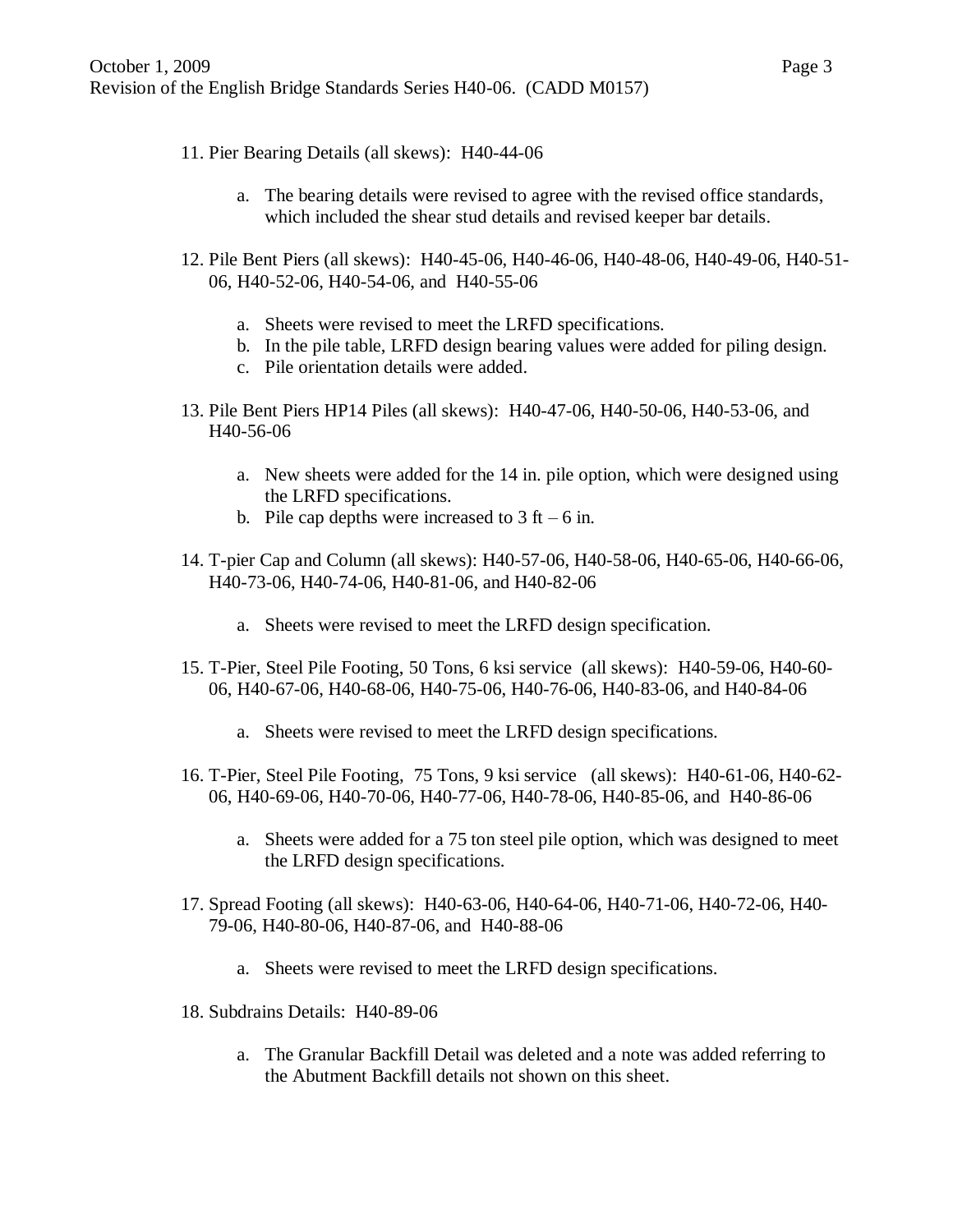11. Pier Bearing Details (all skews): H40-44-06

    a. The bearing details were revised to agree with the revised office standards, which included the shear stud details and revised keeper bar details.

12. Pile Bent Piers (all skews): H40-45-06, H40-46-06, H40-48-06, H40-49-06, H40-51-06, H40-52-06, H40-54-06, and H40-55-06

    a. Sheets were revised to meet the LRFD specifications.
    b. In the pile table, LRFD design bearing values were added for piling design.
    c. Pile orientation details were added.

13. Pile Bent Piers HP14 Piles (all skews): H40-47-06, H40-50-06, H40-53-06, and H40-56-06

    a. New sheets were added for the 14 in. pile option, which were designed using the LRFD specifications.
    b. Pile cap depths were increased to 3 ft – 6 in.

14. T-pier Cap and Column (all skews): H40-57-06, H40-58-06, H40-65-06, H40-66-06, H40-73-06, H40-74-06, H40-81-06, and H40-82-06

    a. Sheets were revised to meet the LRFD design specification.

15. T-Pier, Steel Pile Footing, 50 Tons, 6 ksi service (all skews): H40-59-06, H40-60-06, H40-67-06, H40-68-06, H40-75-06, H40-76-06, H40-83-06, and H40-84-06

    a. Sheets were revised to meet the LRFD design specifications.

16. T-Pier, Steel Pile Footing, 75 Tons, 9 ksi service (all skews): H40-61-06, H40-62-06, H40-69-06, H40-70-06, H40-77-06, H40-78-06, H40-85-06, and H40-86-06

    a. Sheets were added for a 75 ton steel pile option, which was designed to meet the LRFD design specifications.

17. Spread Footing (all skews): H40-63-06, H40-64-06, H40-71-06, H40-72-06, H40-79-06, H40-80-06, H40-87-06, and H40-88-06

    a. Sheets were revised to meet the LRFD design specifications.

18. Subdrains Details: H40-89-06

    a. The Granular Backfill Detail was deleted and a note was added referring to the Abutment Backfill details not shown on this sheet.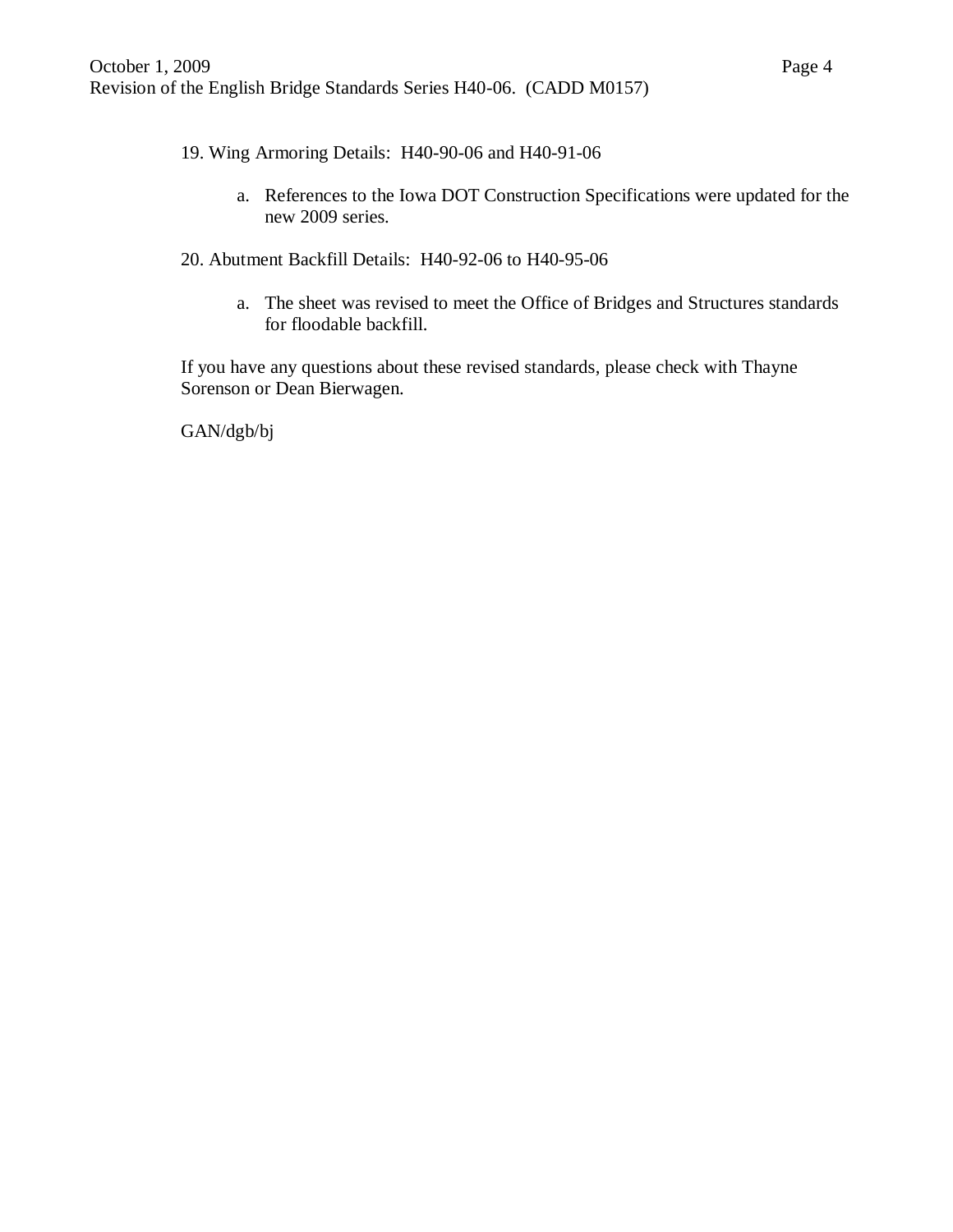19. Wing Armoring Details: H40-90-06 and H40-91-06

    a. References to the Iowa DOT Construction Specifications were updated for the new 2009 series.

20. Abutment Backfill Details: H40-92-06 to H40-95-06

    a. The sheet was revised to meet the Office of Bridges and Structures standards for floodable backfill.

If you have any questions about these revised standards, please check with Thayne Sorenson or Dean Bierwagen.

GAN/dgb/bj